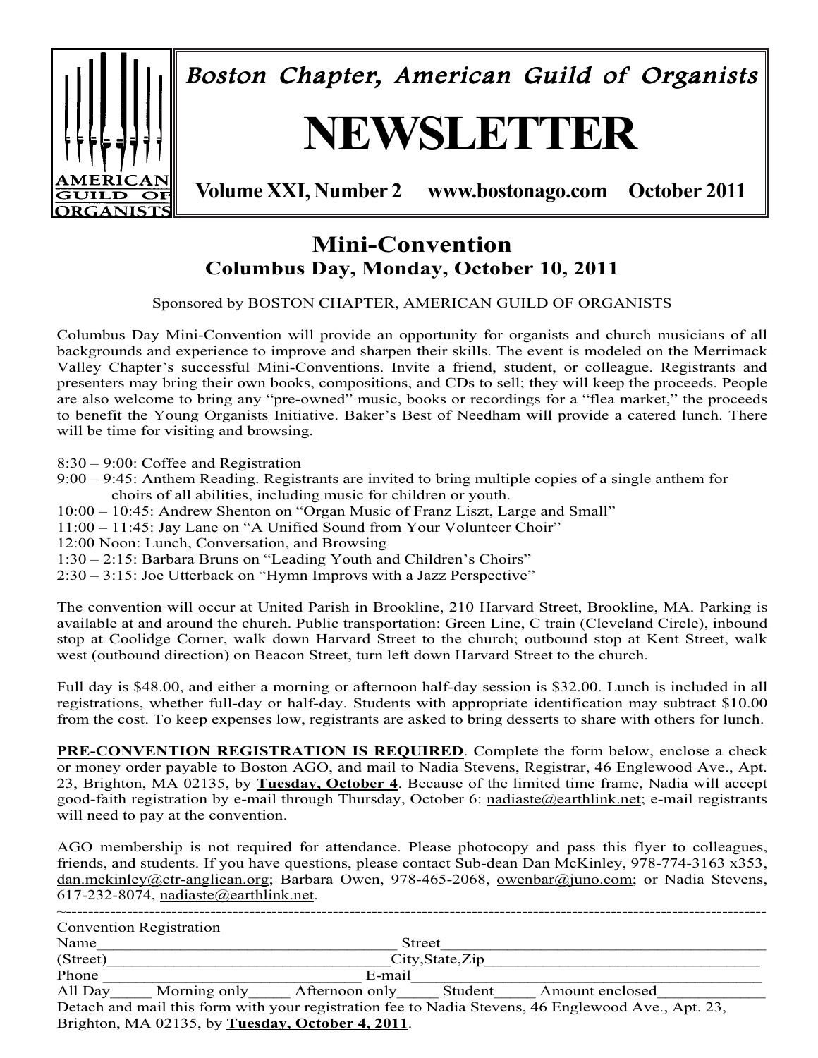# Boston Chapter, American Guild of Organists

# NEWSLETTER

**Volume XXI, Number 2 www.bostonago.com October 2011**

## Mini-Convention

### Columbus Day, Monday, October 10, 2011

Sponsored by BOSTON CHAPTER, AMERICAN GUILD OF ORGANISTS

Columbus Day Mini-Convention will provide an opportunity for organists and church musicians of all backgrounds and experience to improve and sharpen their skills. The event is modeled on the Merrimack Valley Chapter's successful Mini-Conventions. Invite a friend, student, or colleague. Registrants and presenters may bring their own books, compositions, and CDs to sell; they will keep the proceeds. People are also welcome to bring any "pre-owned" music, books or recordings for a "flea market," the proceeds to benefit the Young Organists Initiative. Baker's Best of Needham will provide a catered lunch. There will be time for visiting and browsing.

8:30 – 9:00: Coffee and Registration
9:00 – 9:45: Anthem Reading. Registrants are invited to bring multiple copies of a single anthem for choirs of all abilities, including music for children or youth.
10:00 – 10:45: Andrew Shenton on "Organ Music of Franz Liszt, Large and Small"
11:00 – 11:45: Jay Lane on "A Unified Sound from Your Volunteer Choir"
12:00 Noon: Lunch, Conversation, and Browsing
1:30 – 2:15: Barbara Bruns on "Leading Youth and Children's Choirs"
2:30 – 3:15: Joe Utterback on "Hymn Improvs with a Jazz Perspective"

The convention will occur at United Parish in Brookline, 210 Harvard Street, Brookline, MA. Parking is available at and around the church. Public transportation: Green Line, C train (Cleveland Circle), inbound stop at Coolidge Corner, walk down Harvard Street to the church; outbound stop at Kent Street, walk west (outbound direction) on Beacon Street, turn left down Harvard Street to the church.

Full day is $48.00, and either a morning or afternoon half-day session is $32.00. Lunch is included in all registrations, whether full-day or half-day. Students with appropriate identification may subtract $10.00 from the cost. To keep expenses low, registrants are asked to bring desserts to share with others for lunch.

**PRE-CONVENTION REGISTRATION IS REQUIRED**. Complete the form below, enclose a check or money order payable to Boston AGO, and mail to Nadia Stevens, Registrar, 46 Englewood Ave., Apt. 23, Brighton, MA 02135, by **Tuesday, October 4**. Because of the limited time frame, Nadia will accept good-faith registration by e-mail through Thursday, October 6: nadiaste@earthlink.net; e-mail registrants will need to pay at the convention.

AGO membership is not required for attendance. Please photocopy and pass this flyer to colleagues, friends, and students. If you have questions, please contact Sub-dean Dan McKinley, 978-774-3163 x353, dan.mckinley@ctr-anglican.org; Barbara Owen, 978-465-2068, owenbar@juno.com; or Nadia Stevens, 617-232-8074, nadiaste@earthlink.net.

---

Convention Registration
Name_________________________________ Street_________________________________________
(Street)_________________________________City,State,Zip__________________________________
Phone ____________________________ E-mail_________________________________________
All Day_____ Morning only_____ Afternoon only_____ Student_____ Amount enclosed_____________
Detach and mail this form with your registration fee to Nadia Stevens, 46 Englewood Ave., Apt. 23, Brighton, MA 02135, by **Tuesday, October 4, 2011**.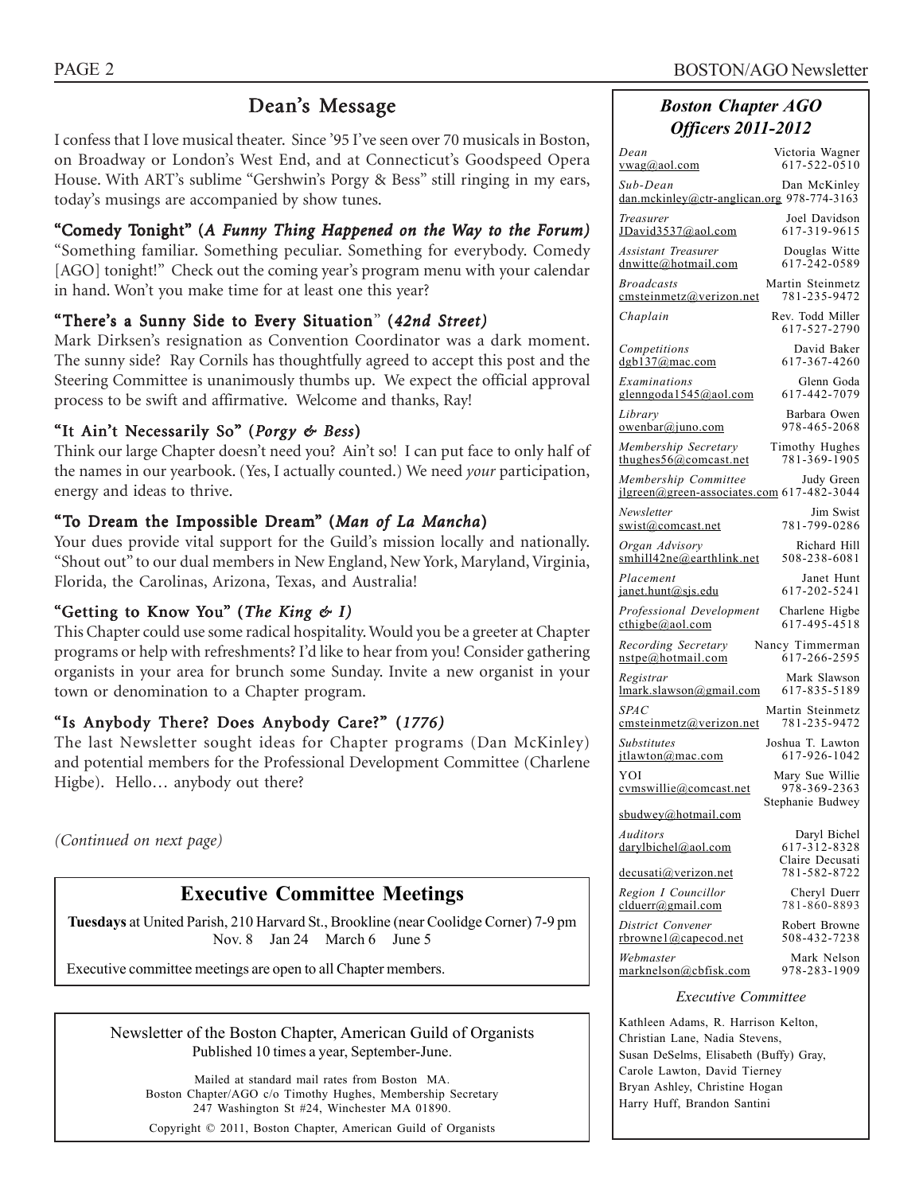## Dean's Message

I confess that I love musical theater. Since '95 I've seen over 70 musicals in Boston, on Broadway or London's West End, and at Connecticut's Goodspeed Opera House. With ART's sublime "Gershwin's Porgy & Bess" still ringing in my ears, today's musings are accompanied by show tunes.

### "Comedy Tonight" (*A Funny Thing Happened on the Way to the Forum)*

"Something familiar. Something peculiar. Something for everybody. Comedy [AGO] tonight!" Check out the coming year's program menu with your calendar in hand. Won't you make time for at least one this year?

### "There's a Sunny Side to Every Situation" (*42nd Street)*

Mark Dirksen's resignation as Convention Coordinator was a dark moment. The sunny side? Ray Cornils has thoughtfully agreed to accept this post and the Steering Committee is unanimously thumbs up. We expect the official approval process to be swift and affirmative. Welcome and thanks, Ray!

### "It Ain't Necessarily So" (*Porgy & Bess*)

Think our large Chapter doesn't need you? Ain't so! I can put face to only half of the names in our yearbook. (Yes, I actually counted.) We need *your* participation, energy and ideas to thrive.

### "To Dream the Impossible Dream" (*Man of La Mancha*)

Your dues provide vital support for the Guild's mission locally and nationally. "Shout out" to our dual members in New England, New York, Maryland, Virginia, Florida, the Carolinas, Arizona, Texas, and Australia!

### "Getting to Know You" (*The King & I)*

This Chapter could use some radical hospitality. Would you be a greeter at Chapter programs or help with refreshments? I'd like to hear from you! Consider gathering organists in your area for brunch some Sunday. Invite a new organist in your town or denomination to a Chapter program.

### "Is Anybody There? Does Anybody Care?" (*1776)*

The last Newsletter sought ideas for Chapter programs (Dan McKinley) and potential members for the Professional Development Committee (Charlene Higbe). Hello… anybody out there?

*(Continued on next page)*

## Executive Committee Meetings

**Tuesdays** at United Parish, 210 Harvard St., Brookline (near Coolidge Corner) 7-9 pm
Nov. 8 Jan 24 March 6 June 5

Executive committee meetings are open to all Chapter members.

Newsletter of the Boston Chapter, American Guild of Organists
Published 10 times a year, September-June.

Mailed at standard mail rates from Boston MA.
Boston Chapter/AGO c/o Timothy Hughes, Membership Secretary
247 Washington St #24, Winchester MA 01890.

Copyright © 2011, Boston Chapter, American Guild of Organists

## *Boston Chapter AGO Officers 2011-2012*

| Position | Name | Email | Phone |
|---|---|---|---|
| *Dean* | Victoria Wagner | vwag@aol.com | 617-522-0510 |
| *Sub-Dean* | Dan McKinley | dan.mckinley@ctr-anglican.org | 978-774-3163 |
| *Treasurer* | Joel Davidson | JDavid3537@aol.com | 617-319-9615 |
| *Assistant Treasurer* | Douglas Witte | dnwitte@hotmail.com | 617-242-0589 |
| *Broadcasts* | Martin Steinmetz | cmsteinmetz@verizon.net | 781-235-9472 |
| *Chaplain* | Rev. Todd Miller | | 617-527-2790 |
| *Competitions* | David Baker | dgb137@mac.com | 617-367-4260 |
| *Examinations* | Glenn Goda | glenngoda1545@aol.com | 617-442-7079 |
| *Library* | Barbara Owen | owenbar@juno.com | 978-465-2068 |
| *Membership Secretary* | Timothy Hughes | thughes56@comcast.net | 781-369-1905 |
| *Membership Committee* | Judy Green | jlgreen@green-associates.com | 617-482-3044 |
| *Newsletter* | Jim Swist | swist@comcast.net | 781-799-0286 |
| *Organ Advisory* | Richard Hill | smhill42ne@earthlink.net | 508-238-6081 |
| *Placement* | Janet Hunt | janet.hunt@sjs.edu | 617-202-5241 |
| *Professional Development* | Charlene Higbe | cthigbe@aol.com | 617-495-4518 |
| *Recording Secretary* | Nancy Timmerman | nstpe@hotmail.com | 617-266-2595 |
| *Registrar* | Mark Slawson | lmark.slawson@gmail.com | 617-835-5189 |
| *SPAC* | Martin Steinmetz | cmsteinmetz@verizon.net | 781-235-9472 |
| *Substitutes* | Joshua T. Lawton | jtlawton@mac.com | 617-926-1042 |
| YOI | Mary Sue Willie | cvmswillie@comcast.net | 978-369-2363 |
| | Stephanie Budwey | sbudwey@hotmail.com | |
| *Auditors* | Daryl Bichel | darylbichel@aol.com | 617-312-8328 |
| | Claire Decusati | decusati@verizon.net | 781-582-8722 |
| *Region I Councillor* | Cheryl Duerr | clduerr@gmail.com | 781-860-8893 |
| *District Convener* | Robert Browne | rbrowne1@capecod.net | 508-432-7238 |
| *Webmaster* | Mark Nelson | marknelson@cbfisk.com | 978-283-1909 |

*Executive Committee*

Kathleen Adams, R. Harrison Kelton, Christian Lane, Nadia Stevens, Susan DeSelms, Elisabeth (Buffy) Gray, Carole Lawton, David Tierney, Bryan Ashley, Christine Hogan, Harry Huff, Brandon Santini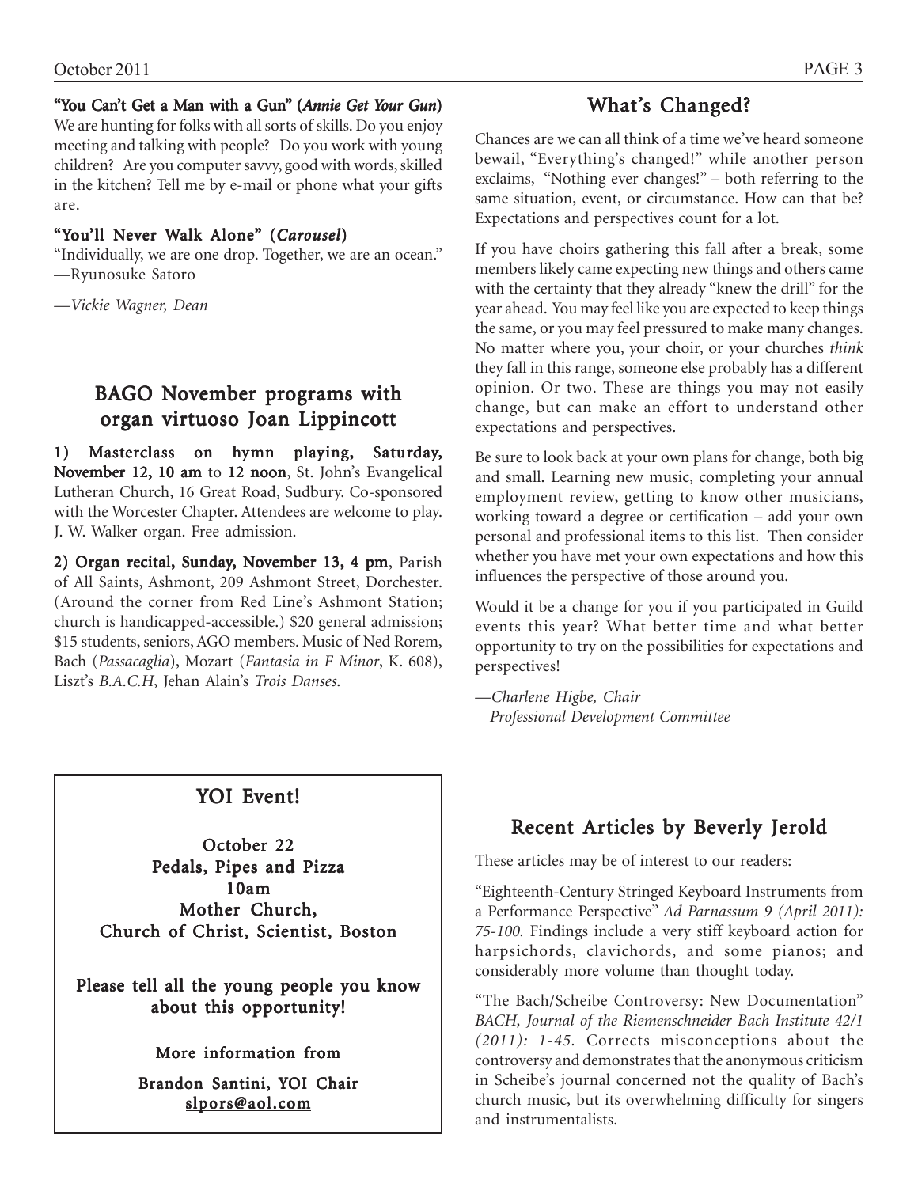**"You Can't Get a Man with a Gun" (*Annie Get Your Gun*)**

We are hunting for folks with all sorts of skills. Do you enjoy meeting and talking with people? Do you work with young children? Are you computer savvy, good with words, skilled in the kitchen? Tell me by e-mail or phone what your gifts are.

**"You'll Never Walk Alone" (*Carousel*)**

"Individually, we are one drop. Together, we are an ocean." —Ryunosuke Satoro

—*Vickie Wagner, Dean*

## BAGO November programs with organ virtuoso Joan Lippincott

**1) Masterclass on hymn playing, Saturday, November 12, 10 am** to **12 noon**, St. John's Evangelical Lutheran Church, 16 Great Road, Sudbury. Co-sponsored with the Worcester Chapter. Attendees are welcome to play. J. W. Walker organ. Free admission.

**2) Organ recital, Sunday, November 13, 4 pm**, Parish of All Saints, Ashmont, 209 Ashmont Street, Dorchester. (Around the corner from Red Line's Ashmont Station; church is handicapped-accessible.) $20 general admission; $15 students, seniors, AGO members. Music of Ned Rorem, Bach (*Passacaglia*), Mozart (*Fantasia in F Minor*, K. 608), Liszt's *B.A.C.H*, Jehan Alain's *Trois Danses*.

## YOI Event!

**October 22**
**Pedals, Pipes and Pizza**
**10am**
**Mother Church,**
**Church of Christ, Scientist, Boston**

**Please tell all the young people you know about this opportunity!**

**More information from**

**Brandon Santini, YOI Chair**
**slpors@aol.com**

## What's Changed?

Chances are we can all think of a time we've heard someone bewail, "Everything's changed!" while another person exclaims, "Nothing ever changes!" – both referring to the same situation, event, or circumstance. How can that be? Expectations and perspectives count for a lot.

If you have choirs gathering this fall after a break, some members likely came expecting new things and others came with the certainty that they already "knew the drill" for the year ahead. You may feel like you are expected to keep things the same, or you may feel pressured to make many changes. No matter where you, your choir, or your churches *think* they fall in this range, someone else probably has a different opinion. Or two. These are things you may not easily change, but can make an effort to understand other expectations and perspectives.

Be sure to look back at your own plans for change, both big and small. Learning new music, completing your annual employment review, getting to know other musicians, working toward a degree or certification – add your own personal and professional items to this list. Then consider whether you have met your own expectations and how this influences the perspective of those around you.

Would it be a change for you if you participated in Guild events this year? What better time and what better opportunity to try on the possibilities for expectations and perspectives!

—*Charlene Higbe, Chair*
*Professional Development Committee*

## Recent Articles by Beverly Jerold

These articles may be of interest to our readers:

"Eighteenth-Century Stringed Keyboard Instruments from a Performance Perspective" *Ad Parnassum 9 (April 2011): 75-100.* Findings include a very stiff keyboard action for harpsichords, clavichords, and some pianos; and considerably more volume than thought today.

"The Bach/Scheibe Controversy: New Documentation" *BACH, Journal of the Riemenschneider Bach Institute 42/1 (2011): 1-45.* Corrects misconceptions about the controversy and demonstrates that the anonymous criticism in Scheibe's journal concerned not the quality of Bach's church music, but its overwhelming difficulty for singers and instrumentalists.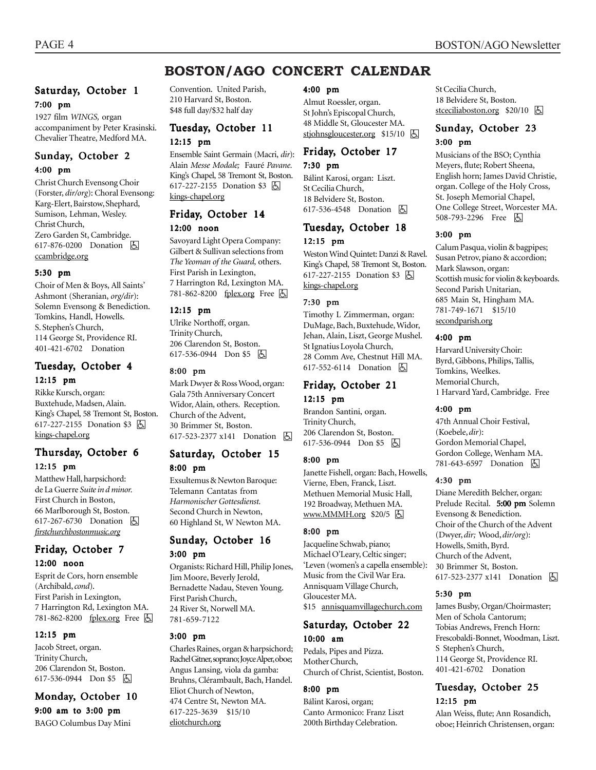# BOSTON/AGO CONCERT CALENDAR

## Saturday, October 1

**7:00 pm**

1927 film *WINGS,* organ accompaniment by Peter Krasinski. Chevalier Theatre, Medford MA.

## Sunday, October 2

**4:00 pm**

Christ Church Evensong Choir (Forster, *dir/org*): Choral Evensong: Karg-Elert, Bairstow, Shephard, Sumison, Lehman, Wesley. Christ Church, Zero Garden St, Cambridge. 617-876-0200 Donation ♿ ccambridge.org

**5:30 pm**

Choir of Men & Boys, All Saints' Ashmont (Sheranian, *org/dir*): Solemn Evensong & Benediction. Tomkins, Handl, Howells. S. Stephen's Church, 114 George St, Providence RI. 401-421-6702 Donation

## Tuesday, October 4

**12:15 pm**

Rikke Kursch, organ: Buxtehude, Madsen, Alain. King's Chapel, 58 Tremont St, Boston. 617-227-2155 Donation $3 ♿ kings-chapel.org

## Thursday, October 6

**12:15 pm**

Matthew Hall, harpsichord: de La Guerre *Suite in d minor.* First Church in Boston, 66 Marlborough St, Boston. 617-267-6730 Donation ♿ *firstchurchbostonmusic.org*

## Friday, October 7

**12:00 noon**

Esprit de Cors, horn ensemble (Archibald, *cond*). First Parish in Lexington, 7 Harrington Rd, Lexington MA. 781-862-8200 fplex.org Free ♿

**12:15 pm**

Jacob Street, organ. Trinity Church, 206 Clarendon St, Boston. 617-536-0944 Don $5 ♿

## Monday, October 10

**9:00 am to 3:00 pm**

BAGO Columbus Day Mini Convention. United Parish, 210 Harvard St, Boston. $48 full day/$32 half day

## Tuesday, October 11

**12:15 pm**

Ensemble Saint Germain (Macri, *dir*): Alain *Messe Modale;* Fauré *Pavane.* King's Chapel, 58 Tremont St, Boston. 617-227-2155 Donation $3 ♿ kings-chapel.org

## Friday, October 14

**12:00 noon**

Savoyard Light Opera Company: Gilbert & Sullivan selections from *The Yeoman of the Guard,* others. First Parish in Lexington, 7 Harrington Rd, Lexington MA. 781-862-8200 fplex.org Free ♿

**12:15 pm**

Ulrike Northoff, organ. Trinity Church, 206 Clarendon St, Boston. 617-536-0944 Don $5 ♿

**8:00 pm**

Mark Dwyer & Ross Wood, organ: Gala 75th Anniversary Concert Widor, Alain, others. Reception. Church of the Advent, 30 Brimmer St, Boston. 617-523-2377 x141 Donation ♿

## Saturday, October 15

**8:00 pm**

Exsultemus & Newton Baroque: Telemann Cantatas from *Harmonischer Gottesdienst.* Second Church in Newton, 60 Highland St, W Newton MA.

## Sunday, October 16

**3:00 pm**

Organists: Richard Hill, Philip Jones, Jim Moore, Beverly Jerold, Bernadette Nadau, Steven Young. First Parish Church, 24 River St, Norwell MA. 781-659-7122

**3:00 pm**

Charles Raines, organ & harpsichord; Rachel Gitner, soprano; Joyce Alper, oboe; Angus Lansing, viola da gamba: Bruhns, Clérambault, Bach, Handel. Eliot Church of Newton, 474 Centre St, Newton MA. 617-225-3639 $15/10 eliotchurch.org

**4:00 pm**

Almut Roessler, organ. St John's Episcopal Church, 48 Middle St, Gloucester MA. stjohnsgloucester.org $15/10 ♿

## Friday, October 17

**7:30 pm**

Bálint Karosi, organ: Liszt. St Cecilia Church, 18 Belvidere St, Boston. 617-536-4548 Donation ♿

## Tuesday, October 18

**12:15 pm**

Weston Wind Quintet: Danzi & Ravel. King's Chapel, 58 Tremont St, Boston. 617-227-2155 Donation $3 ♿ kings-chapel.org

**7:30 pm**

Timothy L Zimmerman, organ: DuMage, Bach, Buxtehude, Widor, Jehan, Alain, Liszt, George Mushel. St Ignatius Loyola Church, 28 Comm Ave, Chestnut Hill MA. 617-552-6114 Donation ♿

## Friday, October 21

**12:15 pm**

Brandon Santini, organ. Trinity Church, 206 Clarendon St, Boston. 617-536-0944 Don $5 ♿

**8:00 pm**

Janette Fishell, organ: Bach, Howells, Vierne, Eben, Franck, Liszt. Methuen Memorial Music Hall, 192 Broadway, Methuen MA. www.MMMH.org $20/5 ♿

**8:00 pm**

Jacqueline Schwab, piano; Michael O'Leary, Celtic singer; 'Leven (women's a capella ensemble): Music from the Civil War Era. Annisquam Village Church, Gloucester MA. $15 annisquamvillagechurch.com

## Saturday, October 22

**10:00 am**

Pedals, Pipes and Pizza. Mother Church, Church of Christ, Scientist, Boston.

**8:00 pm**

Bálint Karosi, organ; Canto Armonico: Franz Liszt 200th Birthday Celebration. St Cecilia Church, 18 Belvidere St, Boston. stceciliaboston.org $20/10 ♿

## Sunday, October 23

**3:00 pm**

Musicians of the BSO; Cynthia Meyers, flute; Robert Sheena, English horn; James David Christie, organ. College of the Holy Cross, St. Joseph Memorial Chapel, One College Street, Worcester MA. 508-793-2296 Free ♿

**3:00 pm**

Calum Pasqua, violin & bagpipes; Susan Petrov, piano & accordion; Mark Slawson, organ: Scottish music for violin & keyboards. Second Parish Unitarian, 685 Main St, Hingham MA. 781-749-1671 $15/10 secondparish.org

**4:00 pm**

Harvard University Choir: Byrd, Gibbons, Philips, Tallis, Tomkins, Weelkes. Memorial Church, 1 Harvard Yard, Cambridge. Free

**4:00 pm**

47th Annual Choir Festival, (Koebele, *dir*): Gordon Memorial Chapel, Gordon College, Wenham MA. 781-643-6597 Donation ♿

**4:30 pm**

Diane Meredith Belcher, organ: Prelude Recital. **5:00 pm** Solemn Evensong & Benediction. Choir of the Church of the Advent (Dwyer, *dir;* Wood, *dir/org*): Howells, Smith, Byrd. Church of the Advent, 30 Brimmer St, Boston. 617-523-2377 x141 Donation ♿

**5:30 pm**

James Busby, Organ/Choirmaster; Men of Schola Cantorum; Tobias Andrews, French Horn: Frescobaldi-Bonnet, Woodman, Liszt. S Stephen's Church, 114 George St, Providence RI. 401-421-6702 Donation

## Tuesday, October 25

**12:15 pm**

Alan Weiss, flute; Ann Rosandich, oboe; Heinrich Christensen, organ: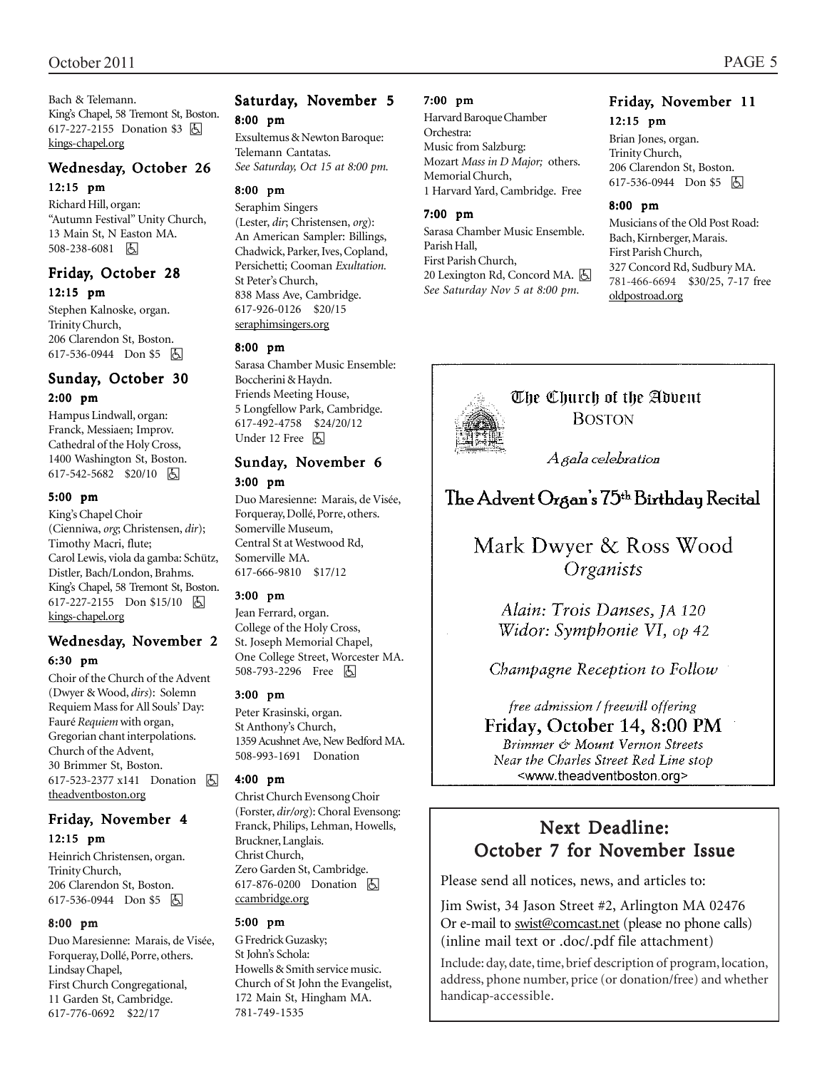Bach & Telemann.
King's Chapel, 58 Tremont St, Boston.
617-227-2155 Donation $3 ♿
kings-chapel.org

## Wednesday, October 26

### 12:15 pm

Richard Hill, organ:
"Autumn Festival" Unity Church,
13 Main St, N Easton MA.
508-238-6081 ♿

## Friday, October 28

### 12:15 pm

Stephen Kalnoske, organ.
Trinity Church,
206 Clarendon St, Boston.
617-536-0944 Don $5 ♿

## Sunday, October 30

### 2:00 pm

Hampus Lindwall, organ:
Franck, Messiaen; Improv.
Cathedral of the Holy Cross,
1400 Washington St, Boston.
617-542-5682 $20/10 ♿

### 5:00 pm

King's Chapel Choir
(Cienniwa, *org*; Christensen, *dir*);
Timothy Macri, flute;
Carol Lewis, viola da gamba: Schütz,
Distler, Bach/London, Brahms.
King's Chapel, 58 Tremont St, Boston.
617-227-2155 Don $15/10 ♿
kings-chapel.org

## Wednesday, November 2

### 6:30 pm

Choir of the Church of the Advent
(Dwyer & Wood, *dirs*): Solemn
Requiem Mass for All Souls' Day:
Fauré *Requiem* with organ,
Gregorian chant interpolations.
Church of the Advent,
30 Brimmer St, Boston.
617-523-2377 x141 Donation ♿
theadventboston.org

## Friday, November 4

### 12:15 pm

Heinrich Christensen, organ.
Trinity Church,
206 Clarendon St, Boston.
617-536-0944 Don $5 ♿

### 8:00 pm

Duo Maresienne: Marais, de Visée,
Forqueray, Dollé, Porre, others.
Lindsay Chapel,
First Church Congregational,
11 Garden St, Cambridge.
617-776-0692 $22/17

## Saturday, November 5

### 8:00 pm

Exsultemus & Newton Baroque:
Telemann Cantatas.
*See Saturday, Oct 15 at 8:00 pm.*

### 8:00 pm

Seraphim Singers
(Lester, *dir*; Christensen, *org*):
An American Sampler: Billings,
Chadwick, Parker, Ives, Copland,
Persichetti; Cooman *Exultation.*
St Peter's Church,
838 Mass Ave, Cambridge.
617-926-0126 $20/15
seraphimsingers.org

### 8:00 pm

Sarasa Chamber Music Ensemble:
Boccherini & Haydn.
Friends Meeting House,
5 Longfellow Park, Cambridge.
617-492-4758 $24/20/12
Under 12 Free ♿

## Sunday, November 6

### 3:00 pm

Duo Maresienne: Marais, de Visée,
Forqueray, Dollé, Porre, others.
Somerville Museum,
Central St at Westwood Rd,
Somerville MA.
617-666-9810 $17/12

### 3:00 pm

Jean Ferrard, organ.
College of the Holy Cross,
St. Joseph Memorial Chapel,
One College Street, Worcester MA.
508-793-2296 Free ♿

### 3:00 pm

Peter Krasinski, organ.
St Anthony's Church,
1359 Acushnet Ave, New Bedford MA.
508-993-1691 Donation

### 4:00 pm

Christ Church Evensong Choir
(Forster, *dir/org*): Choral Evensong:
Franck, Philips, Lehman, Howells,
Bruckner, Langlais.
Christ Church,
Zero Garden St, Cambridge.
617-876-0200 Donation ♿
ccambridge.org

### 5:00 pm

G Fredrick Guzasky;
St John's Schola:
Howells & Smith service music.
Church of St John the Evangelist,
172 Main St, Hingham MA.
781-749-1535

### 7:00 pm

Harvard Baroque Chamber
Orchestra:
Music from Salzburg:
Mozart *Mass in D Major;* others.
Memorial Church,
1 Harvard Yard, Cambridge. Free

### 7:00 pm

Sarasa Chamber Music Ensemble.
Parish Hall,
First Parish Church,
20 Lexington Rd, Concord MA. ♿
*See Saturday Nov 5 at 8:00 pm.*

## Friday, November 11

### 12:15 pm

Brian Jones, organ.
Trinity Church,
206 Clarendon St, Boston.
617-536-0944 Don $5 ♿

### 8:00 pm

Musicians of the Old Post Road:
Bach, Kirnberger, Marais.
First Parish Church,
327 Concord Rd, Sudbury MA.
781-466-6694 $30/25, 7-17 free
oldpostroad.org

---

The Church of the Advent
BOSTON

*A gala celebration*

**The Advent Organ's 75th Birthday Recital**

Mark Dwyer & Ross Wood
*Organists*

*Alain: Trois Danses, JA 120*
*Widor: Symphonie VI, op 42*

*Champagne Reception to Follow*

*free admission / freewill offering*
**Friday, October 14, 8:00 PM**
*Brimmer & Mount Vernon Streets*
*Near the Charles Street Red Line stop*
<www.theadventboston.org>

---

## Next Deadline: October 7 for November Issue

Please send all notices, news, and articles to:

Jim Swist, 34 Jason Street #2, Arlington MA 02476
Or e-mail to swist@comcast.net (please no phone calls)
(inline mail text or .doc/.pdf file attachment)

Include: day, date, time, brief description of program, location, address, phone number, price (or donation/free) and whether handicap-accessible.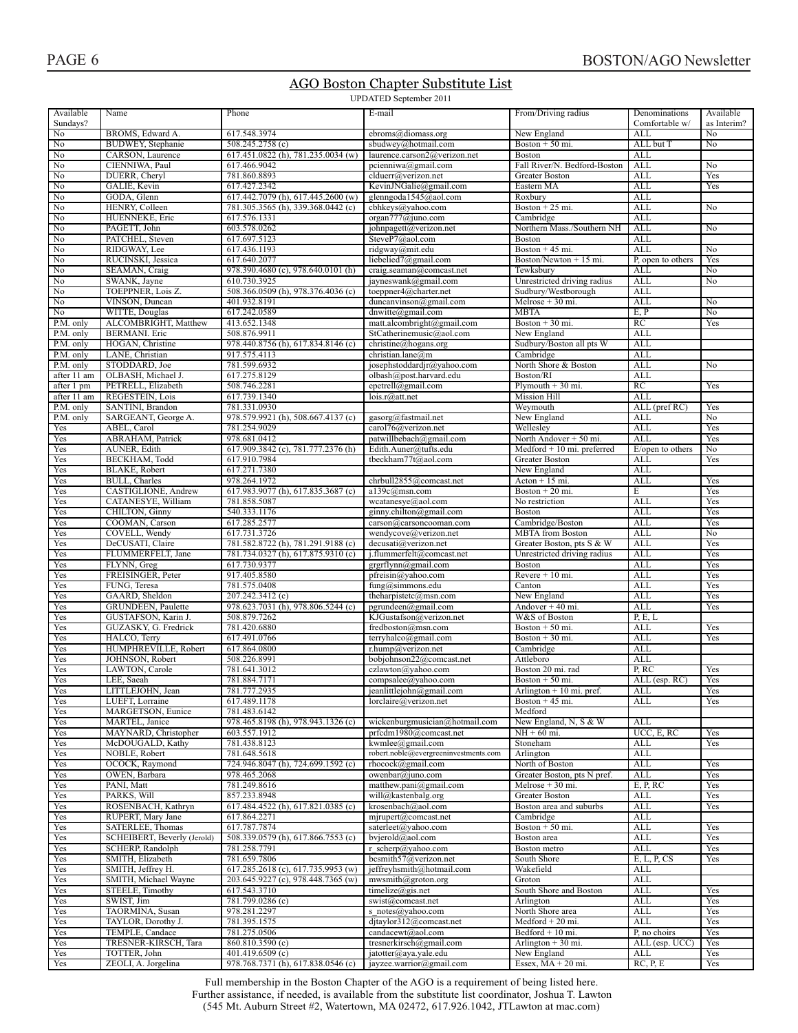## AGO Boston Chapter Substitute List

UPDATED September 2011

| Available Sundays? | Name | Phone | E-mail | From/Driving radius | Denominations Comfortable w/ | Available as Interim? |
|---|---|---|---|---|---|---|
| No | BROMS, Edward A. | 617.548.3974 | ebroms@diomass.org | New England | ALL | No |
| No | BUDWEY, Stephanie | 508.245.2758 (c) | sbudwey@hotmail.com | Boston + 50 mi. | ALL but T | No |
| No | CARSON, Laurence | 617.451.0822 (h), 781.235.0034 (w) | laurence.carson2@verizon.net | Boston | ALL | |
| No | CIENNIWA, Paul | 617.466.9042 | pcienniwa@gmail.com | Fall River/N. Bedford-Boston | ALL | No |
| No | DUERR, Cheryl | 781.860.8893 | clduerr@verizon.net | Greater Boston | ALL | Yes |
| No | GALIE, Kevin | 617.427.2342 | KevinJNGalie@gmail.com | Eastern MA | ALL | Yes |
| No | GODA, Glenn | 617.442.7079 (h), 617.445.2600 (w) | glenngoda1545@aol.com | Roxbury | ALL | |
| No | HENRY, Colleen | 781.305.3565 (h), 339.368.0442 (c) | cbhkeys@yahoo.com | Boston + 25 mi. | ALL | No |
| No | HUENNEKE, Eric | 617.576.1331 | organ777@juno.com | Cambridge | ALL | |
| No | PAGETT, John | 603.578.0262 | johnpagett@verizon.net | Northern Mass./Southern NH | ALL | No |
| No | PATCHEL, Steven | 617.697.5123 | SteveP7@aol.com | Boston | ALL | |
| No | RIDGWAY, Lee | 617.436.1193 | ridgway@mit.edu | Boston + 45 mi. | ALL | No |
| No | RUCINSKI, Jessica | 617.640.2077 | liebelied7@gmail.com | Boston/Newton + 15 mi. | P, open to others | Yes |
| No | SEAMAN, Craig | 978.390.4680 (c), 978.640.0101 (h) | craig.seaman@comcast.net | Tewksbury | ALL | No |
| No | SWANK, Jayne | 610.730.3925 | jayneswank@gmail.com | Unrestricted driving radius | ALL | No |
| No | TOEPPNER, Lois Z. | 508.366.0509 (h), 978.376.4036 (c) | toeppner4@charter.net | Sudbury/Westborough | ALL | |
| No | VINSON, Duncan | 401.932.8191 | duncanvinson@gmail.com | Melrose + 30 mi. | ALL | No |
| No | WITTE, Douglas | 617.242.0589 | dnwitte@gmail.com | MBTA | E, P | No |
| P.M. only | ALCOMBRIGHT, Matthew | 413.652.1348 | matt.alcombright@gmail.com | Boston + 30 mi. | RC | Yes |
| P.M. only | BERMANI. Eric | 508.876.9911 | StCatherinemusic@aol.com | New England | ALL | |
| P.M. only | HOGAN, Christine | 978.440.8756 (h), 617.834.8146 (c) | christine@hogans.org | Sudbury/Boston all pts W | ALL | |
| P.M. only | LANE, Christian | 917.575.4113 | christian.lane@m | Cambridge | ALL | |
| P.M. only | STODDARD, Joe | 781.599.6932 | josephstoddardjr@yahoo.com | North Shore & Boston | ALL | No |
| after 11 am | OLBASH, Michael J. | 617.275.8129 | olbash@post.harvard.edu | Boston/RI | ALL | |
| after 1 pm | PETRELL, Elizabeth | 508.746.2281 | epetrell@gmail.com | Plymouth + 30 mi. | RC | Yes |
| after 11 am | REGESTEIN, Lois | 617.739.1340 | lois.r@att.net | Mission Hill | ALL | |
| P.M. only | SANTINI, Brandon | 781.331.0930 | | Weymouth | ALL (pref RC) | Yes |
| P.M. only | SARGEANT, George A. | 978.579.9921 (h), 508.667.4137 (c) | gasorg@fastmail.net | New England | ALL | No |
| Yes | ABEL, Carol | 781.254.9029 | carol76@verizon.net | Wellesley | ALL | Yes |
| Yes | ABRAHAM, Patrick | 978.681.0412 | patwillbebach@gmail.com | North Andover + 50 mi. | ALL | Yes |
| Yes | AUNER, Edith | 617.909.3842 (c), 781.777.2376 (h) | Edith.Auner@tufts.edu | Medford + 10 mi. preferred | E/open to others | No |
| Yes | BECKHAM, Todd | 617.910.7984 | tbeckham77t@aol.com | Greater Boston | ALL | Yes |
| Yes | BLAKE, Robert | 617.271.7380 | | New England | ALL | |
| Yes | BULL, Charles | 978.264.1972 | chrbull2855@comcast.net | Acton + 15 mi. | ALL | Yes |
| Yes | CASTIGLIONE, Andrew | 617.983.9077 (h), 617.835.3687 (c) | a139c@msn.com | Boston + 20 mi. | E | Yes |
| Yes | CATANESYE, William | 781.858.5087 | wcatanesye@aol.com | No restriction | ALL | Yes |
| Yes | CHILTON, Ginny | 540.333.1176 | ginny.chilton@gmail.com | Boston | ALL | Yes |
| Yes | COOMAN, Carson | 617.285.2577 | carson@carsoncooman.com | Cambridge/Boston | ALL | Yes |
| Yes | COVELL, Wendy | 617.731.3726 | wendycove@verizon.net | MBTA from Boston | ALL | No |
| Yes | DeCUSATI, Claire | 781.582.8722 (h), 781.291.9188 (c) | decusati@verizon.net | Greater Boston, pts S & W | ALL | Yes |
| Yes | FLUMMERFELT, Jane | 781.734.0327 (h), 617.875.9310 (c) | j.flummerfelt@comcast.net | Unrestricted driving radius | ALL | Yes |
| Yes | FLYNN, Greg | 617.730.9377 | grgrflynn@gmail.com | Boston | ALL | Yes |
| Yes | FREISINGER, Peter | 917.405.8580 | pfreisin@yahoo.com | Revere + 10 mi. | ALL | Yes |
| Yes | FUNG, Teresa | 781.575.0408 | fung@simmons.edu | Canton | ALL | Yes |
| Yes | GAARD, Sheldon | 207.242.3412 (c) | theharpistetc@msn.com | New England | ALL | Yes |
| Yes | GRUNDEEN, Paulette | 978.623.7031 (h), 978.806.5244 (c) | pgrundeen@gmail.com | Andover + 40 mi. | ALL | Yes |
| Yes | GUSTAFSON, Karin J. | 508.879.7262 | KJGustafson@verizon.net | W&S of Boston | P, E, L | |
| Yes | GUZASKY, G. Fredrick | 781.420.6880 | fredboston@msn.com | Boston + 50 mi. | ALL | Yes |
| Yes | HALCO, Terry | 617.491.0766 | terryhalco@gmail.com | Boston + 30 mi. | ALL | Yes |
| Yes | HUMPHREVILLE, Robert | 617.864.0800 | r.hump@verizon.net | Cambridge | ALL | |
| Yes | JOHNSON, Robert | 508.226.8991 | bobjohnson22@comcast.net | Attleboro | ALL | |
| Yes | LAWTON, Carole | 781.641.3012 | czlawton@yahoo.com | Boston 20 mi. rad | P, RC | Yes |
| Yes | LEE, Saeah | 781.884.7171 | compsalee@yahoo.com | Boston + 50 mi. | ALL (esp. RC) | Yes |
| Yes | LITTLEJOHN, Jean | 781.777.2935 | jeanlittlejohn@gmail.com | Arlington + 10 mi. pref. | ALL | Yes |
| Yes | LUEFT, Lorraine | 617.489.1178 | lorclaire@verizon.net | Boston + 45 mi. | ALL | Yes |
| Yes | MARGETSON, Eunice | 781.483.6142 | | Medford | | |
| Yes | MARTEL, Janice | 978.465.8198 (h), 978.943.1326 (c) | wickenburgmusician@hotmail.com | New England, N, S & W | ALL | |
| Yes | MAYNARD, Christopher | 603.557.1912 | prfcdm1980@comcast.net | NH + 60 mi. | UCC, E, RC | Yes |
| Yes | McDOUGALD, Kathy | 781.438.8123 | kwmlee@gmail.com | Stoneham | ALL | Yes |
| Yes | NOBLE, Robert | 781.648.5618 | robert.noble@evergreeninvestments.com | Arlington | ALL | |
| Yes | OCOCK, Raymond | 724.946.8047 (h), 724.699.1592 (c) | rhocock@gmail.com | North of Boston | ALL | Yes |
| Yes | OWEN, Barbara | 978.465.2068 | owenbar@juno.com | Greater Boston, pts N pref. | ALL | Yes |
| Yes | PANI, Matt | 781.249.8616 | matthew.pani@gmail.com | Melrose + 30 mi. | E, P, RC | Yes |
| Yes | PARKS, Will | 857.233.8948 | will@kastenbalg.org | Greater Boston | ALL | Yes |
| Yes | ROSENBACH, Kathryn | 617.484.4522 (h), 617.821.0385 (c) | krosenbach@aol.com | Boston area and suburbs | ALL | Yes |
| Yes | RUPERT, Mary Jane | 617.864.2271 | mjrupert@comcast.net | Cambridge | ALL | |
| Yes | SATERLEE, Thomas | 617.787.7874 | saterleet@yahoo.com | Boston + 50 mi. | ALL | Yes |
| Yes | SCHEIBERT, Beverly (Jerold) | 508.339.0579 (h), 617.866.7553 (c) | bvjerold@aol.com | Boston area | ALL | Yes |
| Yes | SCHERP, Randolph | 781.258.7791 | r_scherp@yahoo.com | Boston metro | ALL | Yes |
| Yes | SMITH, Elizabeth | 781.659.7806 | bcsmith57@verizon.net | South Shore | E, L, P, CS | Yes |
| Yes | SMITH, Jeffrey H. | 617.285.2618 (c), 617.735.9953 (w) | jeffreyhsmith@hotmail.com | Wakefield | ALL | |
| Yes | SMITH, Michael Wayne | 203.645.9227 (c), 978.448.7365 (w) | mwsmith@groton.org | Groton | ALL | |
| Yes | STEELE, Timothy | 617.543.3710 | timelize@gis.net | South Shore and Boston | ALL | Yes |
| Yes | SWIST, Jim | 781.799.0286 (c) | swist@comcast.net | Arlington | ALL | Yes |
| Yes | TAORMINA, Susan | 978.281.2297 | s_notes@yahoo.com | North Shore area | ALL | Yes |
| Yes | TAYLOR, Dorothy J. | 781.395.1575 | djtaylor312@comcast.net | Medford + 20 mi. | ALL | Yes |
| Yes | TEMPLE, Candace | 781.275.0506 | candacewt@aol.com | Bedford + 10 mi. | P, no choirs | Yes |
| Yes | TRESNER-KIRSCH, Tara | 860.810.3590 (c) | tresnerkirsch@gmail.com | Arlington + 30 mi. | ALL (esp. UCC) | Yes |
| Yes | TOTTER, John | 401.419.6509 (c) | jatotter@aya.yale.edu | New England | ALL | Yes |
| Yes | ZEOLI, A. Jorgelina | 978.768.7371 (h), 617.838.0546 (c) | jayzee.warrior@gmail.com | Essex, MA + 20 mi. | RC, P, E | Yes |

Full membership in the Boston Chapter of the AGO is a requirement of being listed here.
Further assistance, if needed, is available from the substitute list coordinator, Joshua T. Lawton
(545 Mt. Auburn Street #2, Watertown, MA 02472, 617.926.1042, JTLawton at mac.com)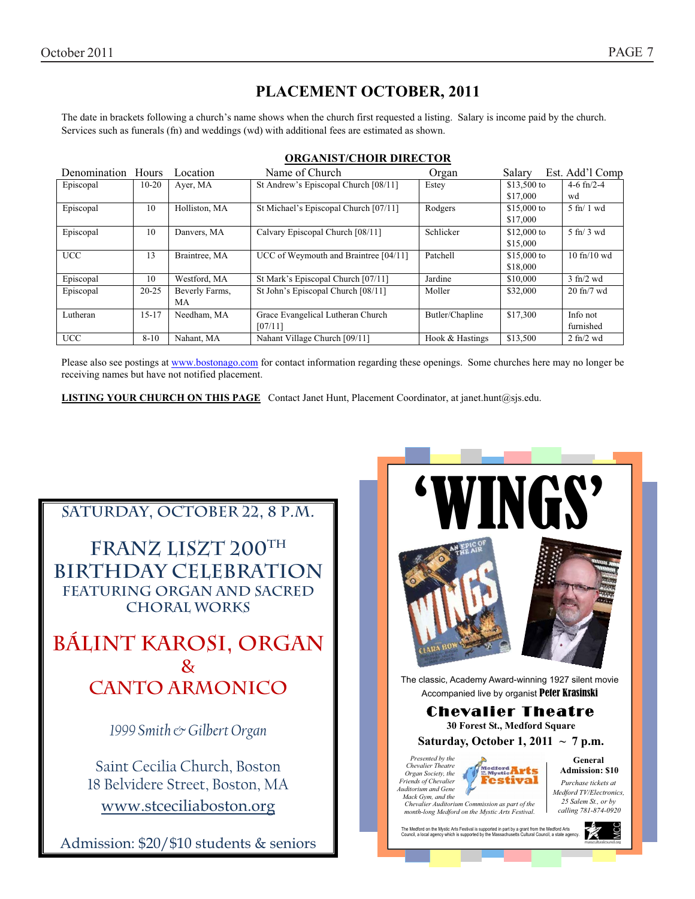# PLACEMENT OCTOBER, 2011

The date in brackets following a church's name shows when the church first requested a listing. Salary is income paid by the church. Services such as funerals (fn) and weddings (wd) with additional fees are estimated as shown.

## ORGANIST/CHOIR DIRECTOR

| Denomination | Hours | Location | Name of Church | Organ | Salary | Est. Add'l Comp |
|---|---|---|---|---|---|---|
| Episcopal | 10-20 | Ayer, MA | St Andrew's Episcopal Church [08/11] | Estey | $13,500 to $17,000 | 4-6 fn/2-4 wd |
| Episcopal | 10 | Holliston, MA | St Michael's Episcopal Church [07/11] | Rodgers | $15,000 to $17,000 | 5 fn/ 1 wd |
| Episcopal | 10 | Danvers, MA | Calvary Episcopal Church [08/11] | Schlicker | $12,000 to $15,000 | 5 fn/ 3 wd |
| UCC | 13 | Braintree, MA | UCC of Weymouth and Braintree [04/11] | Patchell | $15,000 to $18,000 | 10 fn/10 wd |
| Episcopal | 10 | Westford, MA | St Mark's Episcopal Church [07/11] | Jardine | $10,000 | 3 fn/2 wd |
| Episcopal | 20-25 | Beverly Farms, MA | St John's Episcopal Church [08/11] | Moller | $32,000 | 20 fn/7 wd |
| Lutheran | 15-17 | Needham, MA | Grace Evangelical Lutheran Church [07/11] | Butler/Chapline | $17,300 | Info not furnished |
| UCC | 8-10 | Nahant, MA | Nahant Village Church [09/11] | Hook & Hastings | $13,500 | 2 fn/2 wd |

Please also see postings at www.bostonago.com for contact information regarding these openings. Some churches here may no longer be receiving names but have not notified placement.

**LISTING YOUR CHURCH ON THIS PAGE** Contact Janet Hunt, Placement Coordinator, at janet.hunt@sjs.edu.

---

SATURDAY, OCTOBER 22, 8 P.M.

FRANZ LISZT 200TH BIRTHDAY CELEBRATION

FEATURING ORGAN AND SACRED CHORAL WORKS

BÁLINT KAROSI, ORGAN & CANTO ARMONICO

*1999 Smith & Gilbert Organ*

Saint Cecilia Church, Boston
18 Belvidere Street, Boston, MA
www.stceciliaboston.org

Admission: $20/$10 students & seniors

---

**'WINGS'**

The classic, Academy Award-winning 1927 silent movie
Accompanied live by organist **Peter Krasinski**

**Chevalier Theatre**
**30 Forest St., Medford Square**
**Saturday, October 1, 2011 ~ 7 p.m.**

*Presented by the Chevalier Theatre Organ Society, the Friends of Chevalier Auditorium and Gene Mack Gym, and the Chevalier Auditorium Commission as part of the month-long Medford on the Mystic Arts Festival.*

**General Admission: $10**

*Purchase tickets at Medford TV/Electronics, 25 Salem St., or by calling 781-874-0920*

The Medford on the Mystic Arts Festival is supported in part by a grant from the Medford Arts Council, a local agency which is supported by the Massachusetts Cultural Council, a state agency.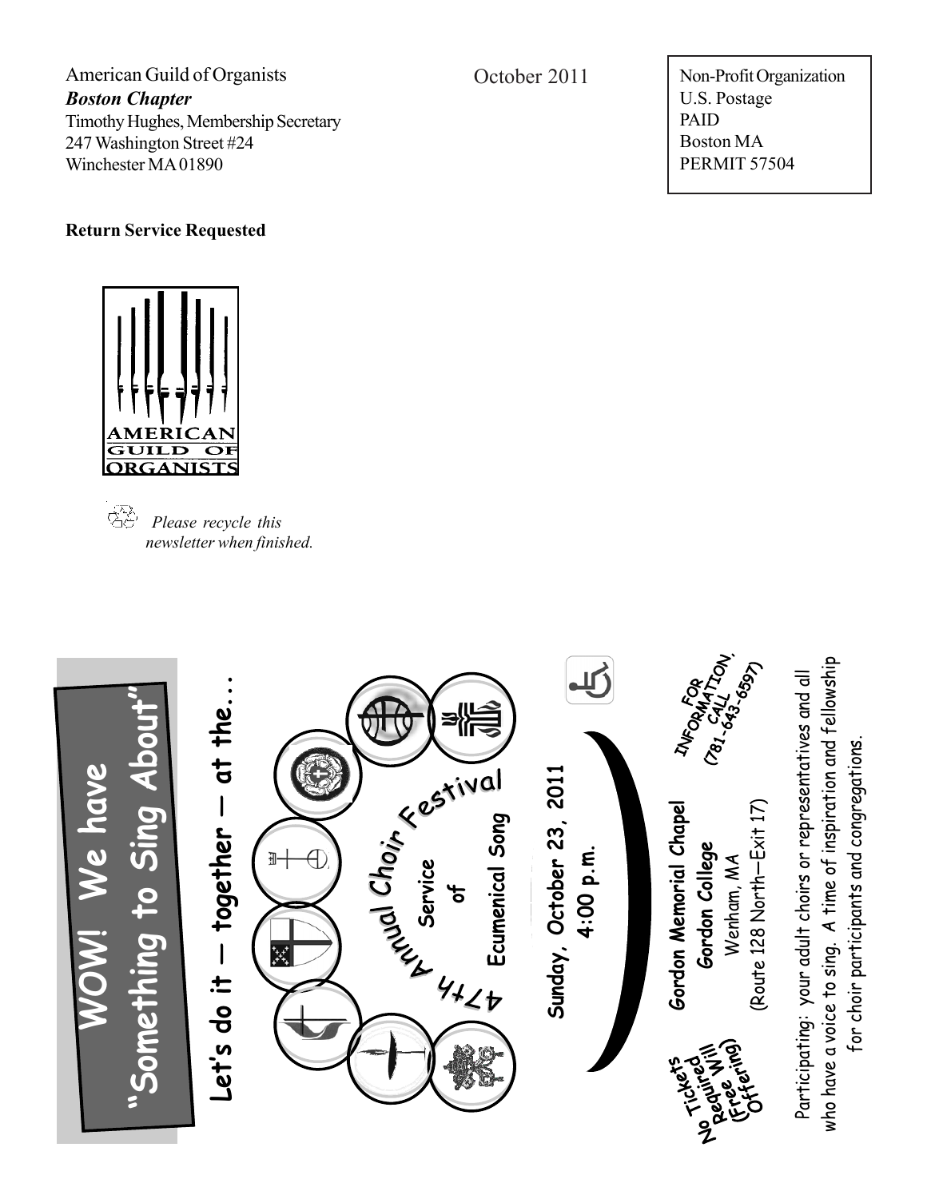American Guild of Organists
***Boston Chapter***
Timothy Hughes, Membership Secretary
247 Washington Street #24
Winchester MA 01890

October 2011

Non-Profit Organization
U.S. Postage
PAID
Boston MA
PERMIT 57504

**Return Service Requested**

AMERICAN GUILD OF ORGANISTS

*Please recycle this newsletter when finished.*

# WOW! We have "Something to Sing About"

## Let's do it — together — at the...

## 47th Annual Choir Festival

## Service of Ecumenical Song

**Sunday, October 23, 2011**
**4:00 p.m.**

**Gordon Memorial Chapel**
**Gordon College**
Wenham, MA
(Route 128 North—Exit 17)

**No Tickets Required (Free Will Offering)**

**FOR INFORMATION, CALL (781-643-6597)**

Participating: your adult choirs or representatives and all who have a voice to sing. A time of inspiration and fellowship for choir participants and congregations.